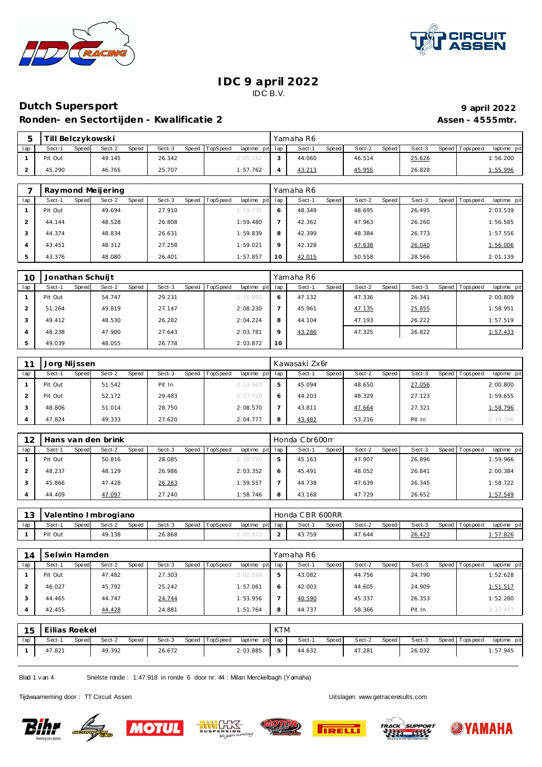# IDC 9 april 2022

IDC B.V.

## Dutch Supersport

**Ronden- en Sectortijden - Kwalificatie 2**

**9 april 2022**

**Assen - 4555mtr.**

| 5 | Till Belczykowski | | | | | | | | Yamaha R6 | | | | | | | | |
|---|---|---|---|---|---|---|---|---|---|---|---|---|---|---|---|---|---|
| lap | Sect-1 | Speed | Sect-2 | Speed | Sect-3 | Speed | TopSpeed | laptime pit | lap | Sect-1 | Speed | Sect-2 | Speed | Sect-3 | Speed | Topspeed | laptime pit |
| 1 | Pit Out | | 49.145 | | 26.342 | | | 2:05.182 | 3 | 44.060 | | 46.514 | | 25.626 | | | 1:56.200 |
| 2 | 45.290 | | 46.765 | | 25.707 | | | 1:57.762 | 4 | 43.213 | | 45.955 | | 26.828 | | | 1:55.996 |

| 7 | Raymond Meijering | | | | | | | | Yamaha R6 | | | | | | | | |
|---|---|---|---|---|---|---|---|---|---|---|---|---|---|---|---|---|---|
| lap | Sect-1 | Speed | Sect-2 | Speed | Sect-3 | Speed | TopSpeed | laptime pit | lap | Sect-1 | Speed | Sect-2 | Speed | Sect-3 | Speed | Topspeed | laptime pit |
| 1 | Pit Out | | 49.694 | | 27.910 | | | 1:59.771 | 6 | 48.349 | | 48.695 | | 26.495 | | | 2:03.539 |
| 2 | 44.144 | | 48.528 | | 26.808 | | | 1:59.480 | 7 | 42.362 | | 47.963 | | 26.260 | | | 1:56.585 |
| 3 | 44.374 | | 48.834 | | 26.631 | | | 1:59.839 | 8 | 42.399 | | 48.384 | | 26.773 | | | 1:57.556 |
| 4 | 43.451 | | 48.312 | | 27.258 | | | 1:59.021 | 9 | 42.328 | | 47.638 | | 26.040 | | | 1:56.006 |
| 5 | 43.376 | | 48.080 | | 26.401 | | | 1:57.857 | 10 | 42.015 | | 50.558 | | 28.566 | | | 2:01.139 |

| 10 | Jonathan Schuijt | | | | | | | | Yamaha R6 | | | | | | | | |
|---|---|---|---|---|---|---|---|---|---|---|---|---|---|---|---|---|---|
| lap | Sect-1 | Speed | Sect-2 | Speed | Sect-3 | Speed | TopSpeed | laptime pit | lap | Sect-1 | Speed | Sect-2 | Speed | Sect-3 | Speed | Topspeed | laptime pit |
| 1 | Pit Out | | 54.747 | | 29.231 | | | 2:25.892 | 6 | 47.132 | | 47.336 | | 26.341 | | | 2:00.809 |
| 2 | 51.264 | | 49.819 | | 27.147 | | | 2:08.230 | 7 | 45.961 | | 47.135 | | 25.855 | | | 1:58.951 |
| 3 | 49.412 | | 48.530 | | 26.282 | | | 2:04.224 | 8 | 44.104 | | 47.193 | | 26.222 | | | 1:57.519 |
| 4 | 48.238 | | 47.900 | | 27.643 | | | 2:03.781 | 9 | 43.286 | | 47.325 | | 26.822 | | | 1:57.433 |
| 5 | 49.039 | | 48.055 | | 26.778 | | | 2:03.872 | 10 | | | | | | | | |

| 11 | Jorg Nijssen | | | | | | | | Kawasaki Zx6r | | | | | | | | |
|---|---|---|---|---|---|---|---|---|---|---|---|---|---|---|---|---|---|
| lap | Sect-1 | Speed | Sect-2 | Speed | Sect-3 | Speed | TopSpeed | laptime pit | lap | Sect-1 | Speed | Sect-2 | Speed | Sect-3 | Speed | Topspeed | laptime pit |
| 1 | Pit Out | | 51.542 | | Pit In | | | 2:13.943 | 5 | 45.094 | | 48.650 | | 27.056 | | | 2:00.800 |
| 2 | Pit Out | | 52.172 | | 29.483 | | | 5:27.728 | 6 | 44.203 | | 48.329 | | 27.123 | | | 1:59.655 |
| 3 | 48.806 | | 51.014 | | 28.750 | | | 2:08.570 | 7 | 43.811 | | 47.664 | | 27.321 | | | 1:58.796 |
| 4 | 47.824 | | 49.333 | | 27.620 | | | 2:04.777 | 8 | 43.482 | | 53.216 | | Pit In | | | 2:18.386 |

| 12 | Hans van den brink | | | | | | | | Honda Cbr600rr | | | | | | | | |
|---|---|---|---|---|---|---|---|---|---|---|---|---|---|---|---|---|---|
| lap | Sect-1 | Speed | Sect-2 | Speed | Sect-3 | Speed | TopSpeed | laptime pit | lap | Sect-1 | Speed | Sect-2 | Speed | Sect-3 | Speed | Topspeed | laptime pit |
| 1 | Pit Out | | 50.816 | | 28.085 | | | 2:10.730 | 5 | 45.163 | | 47.907 | | 26.896 | | | 1:59.966 |
| 2 | 48.237 | | 48.129 | | 26.986 | | | 2:03.352 | 6 | 45.491 | | 48.052 | | 26.841 | | | 2:00.384 |
| 3 | 45.866 | | 47.428 | | 26.263 | | | 1:59.557 | 7 | 44.738 | | 47.639 | | 26.345 | | | 1:58.722 |
| 4 | 44.409 | | 47.097 | | 27.240 | | | 1:58.746 | 8 | 43.168 | | 47.729 | | 26.652 | | | 1:57.549 |

| 13 | Valentino Imbrogiano | | | | | | | | Honda CBR 600RR | | | | | | | | |
|---|---|---|---|---|---|---|---|---|---|---|---|---|---|---|---|---|---|
| lap | Sect-1 | Speed | Sect-2 | Speed | Sect-3 | Speed | TopSpeed | laptime pit | lap | Sect-1 | Speed | Sect-2 | Speed | Sect-3 | Speed | Topspeed | laptime pit |
| 1 | Pit Out | | 49.138 | | 26.868 | | | 2:00.973 | 2 | 43.759 | | 47.644 | | 26.423 | | | 1:57.826 |

| 14 | Selwin Hamden | | | | | | | | Yamaha R6 | | | | | | | | |
|---|---|---|---|---|---|---|---|---|---|---|---|---|---|---|---|---|---|
| lap | Sect-1 | Speed | Sect-2 | Speed | Sect-3 | Speed | TopSpeed | laptime pit | lap | Sect-1 | Speed | Sect-2 | Speed | Sect-3 | Speed | Topspeed | laptime pit |
| 1 | Pit Out | | 47.482 | | 27.303 | | | 2:02.556 | 5 | 43.082 | | 44.756 | | 24.790 | | | 1:52.628 |
| 2 | 46.027 | | 45.792 | | 25.242 | | | 1:57.061 | 6 | 42.003 | | 44.605 | | 24.909 | | | 1:51.517 |
| 3 | 44.465 | | 44.747 | | 24.744 | | | 1:53.956 | 7 | 40.590 | | 45.337 | | 26.353 | | | 1:52.280 |
| 4 | 42.455 | | 44.428 | | 24.881 | | | 1:51.764 | 8 | 44.737 | | 58.366 | | Pit In | | | 2:22.457 |

| 15 | Eilias Roekel | | | | | | | | KTM | | | | | | | | |
|---|---|---|---|---|---|---|---|---|---|---|---|---|---|---|---|---|---|
| lap | Sect-1 | Speed | Sect-2 | Speed | Sect-3 | Speed | TopSpeed | laptime pit | lap | Sect-1 | Speed | Sect-2 | Speed | Sect-3 | Speed | Topspeed | laptime pit |
| 1 | 47.821 | | 49.392 | | 26.672 | | | 2:03.885 | 5 | 44.632 | | 47.281 | | 26.032 | | | 1:57.945 |

Snelste ronde : 1:47.918 in ronde 6 door nr. 44 : Milan Merckelbagh (Yamaha)

Tijdwaarneming door : TT Circuit Assen

Uitslagen: www.getraceresults.com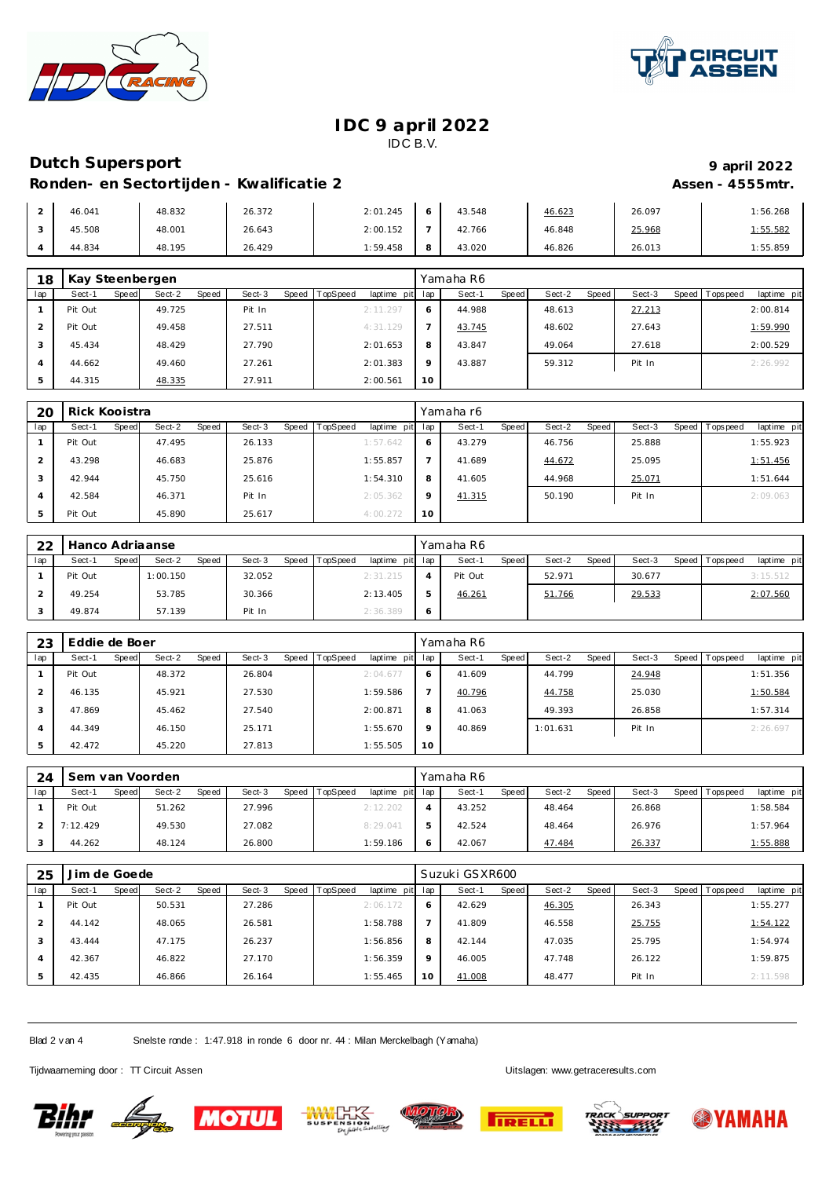# IDC 9 april 2022

IDC B.V.

## Dutch Supersport

**Ronden- en Sectortijden - Kwalificatie 2**

**9 april 2022**

**Assen - 4555mtr.**

| lap | Sect-1 | Speed | Sect-2 | Speed | Sect-3 | Speed | TopSpeed | laptime pit | lap | Sect-1 | Speed | Sect-2 | Speed | Sect-3 | Speed | Topspeed | laptime pit |
|---|---|---|---|---|---|---|---|---|---|---|---|---|---|---|---|---|---|
| 2 | 46.041 | | 48.832 | | 26.372 | | | 2:01.245 | 6 | 43.548 | | 46.623 | | 26.097 | | | 1:56.268 |
| 3 | 45.508 | | 48.001 | | 26.643 | | | 2:00.152 | 7 | 42.766 | | 46.848 | | 25.968 | | | 1:55.582 |
| 4 | 44.834 | | 48.195 | | 26.429 | | | 1:59.458 | 8 | 43.020 | | 46.826 | | 26.013 | | | 1:55.859 |

### 18 Kay Steenbergen — Yamaha R6

| lap | Sect-1 | Speed | Sect-2 | Speed | Sect-3 | Speed | TopSpeed | laptime pit | lap | Sect-1 | Speed | Sect-2 | Speed | Sect-3 | Speed | Topspeed | laptime pit |
|---|---|---|---|---|---|---|---|---|---|---|---|---|---|---|---|---|---|
| 1 | Pit Out | | 49.725 | | Pit In | | | 2:11.297 | 6 | 44.988 | | 48.613 | | 27.213 | | | 2:00.814 |
| 2 | Pit Out | | 49.458 | | 27.511 | | | 4:31.129 | 7 | 43.745 | | 48.602 | | 27.643 | | | 1:59.990 |
| 3 | 45.434 | | 48.429 | | 27.790 | | | 2:01.653 | 8 | 43.847 | | 49.064 | | 27.618 | | | 2:00.529 |
| 4 | 44.662 | | 49.460 | | 27.261 | | | 2:01.383 | 9 | 43.887 | | 59.312 | | Pit In | | | 2:26.992 |
| 5 | 44.315 | | 48.335 | | 27.911 | | | 2:00.561 | 10 | | | | | | | | |

### 20 Rick Kooistra — Yamaha r6

| lap | Sect-1 | Speed | Sect-2 | Speed | Sect-3 | Speed | TopSpeed | laptime pit | lap | Sect-1 | Speed | Sect-2 | Speed | Sect-3 | Speed | Topspeed | laptime pit |
|---|---|---|---|---|---|---|---|---|---|---|---|---|---|---|---|---|---|
| 1 | Pit Out | | 47.495 | | 26.133 | | | 1:57.642 | 6 | 43.279 | | 46.756 | | 25.888 | | | 1:55.923 |
| 2 | 43.298 | | 46.683 | | 25.876 | | | 1:55.857 | 7 | 41.689 | | 44.672 | | 25.095 | | | 1:51.456 |
| 3 | 42.944 | | 45.750 | | 25.616 | | | 1:54.310 | 8 | 41.605 | | 44.968 | | 25.071 | | | 1:51.644 |
| 4 | 42.584 | | 46.371 | | Pit In | | | 2:05.362 | 9 | 41.315 | | 50.190 | | Pit In | | | 2:09.063 |
| 5 | Pit Out | | 45.890 | | 25.617 | | | 4:00.272 | 10 | | | | | | | | |

### 22 Hanco Adriaanse — Yamaha R6

| lap | Sect-1 | Speed | Sect-2 | Speed | Sect-3 | Speed | TopSpeed | laptime pit | lap | Sect-1 | Speed | Sect-2 | Speed | Sect-3 | Speed | Topspeed | laptime pit |
|---|---|---|---|---|---|---|---|---|---|---|---|---|---|---|---|---|---|
| 1 | Pit Out | | 1:00.150 | | 32.052 | | | 2:31.215 | 4 | Pit Out | | 52.971 | | 30.677 | | | 3:15.512 |
| 2 | 49.254 | | 53.785 | | 30.366 | | | 2:13.405 | 5 | 46.261 | | 51.766 | | 29.533 | | | 2:07.560 |
| 3 | 49.874 | | 57.139 | | Pit In | | | 2:36.389 | 6 | | | | | | | | |

### 23 Eddie de Boer — Yamaha R6

| lap | Sect-1 | Speed | Sect-2 | Speed | Sect-3 | Speed | TopSpeed | laptime pit | lap | Sect-1 | Speed | Sect-2 | Speed | Sect-3 | Speed | Topspeed | laptime pit |
|---|---|---|---|---|---|---|---|---|---|---|---|---|---|---|---|---|---|
| 1 | Pit Out | | 48.372 | | 26.804 | | | 2:04.677 | 6 | 41.609 | | 44.799 | | 24.948 | | | 1:51.356 |
| 2 | 46.135 | | 45.921 | | 27.530 | | | 1:59.586 | 7 | 40.796 | | 44.758 | | 25.030 | | | 1:50.584 |
| 3 | 47.869 | | 45.462 | | 27.540 | | | 2:00.871 | 8 | 41.063 | | 49.393 | | 26.858 | | | 1:57.314 |
| 4 | 44.349 | | 46.150 | | 25.171 | | | 1:55.670 | 9 | 40.869 | | 1:01.631 | | Pit In | | | 2:26.697 |
| 5 | 42.472 | | 45.220 | | 27.813 | | | 1:55.505 | 10 | | | | | | | | |

### 24 Sem van Voorden — Yamaha R6

| lap | Sect-1 | Speed | Sect-2 | Speed | Sect-3 | Speed | TopSpeed | laptime pit | lap | Sect-1 | Speed | Sect-2 | Speed | Sect-3 | Speed | Topspeed | laptime pit |
|---|---|---|---|---|---|---|---|---|---|---|---|---|---|---|---|---|---|
| 1 | Pit Out | | 51.262 | | 27.996 | | | 2:12.202 | 4 | 43.252 | | 48.464 | | 26.868 | | | 1:58.584 |
| 2 | 7:12.429 | | 49.530 | | 27.082 | | | 8:29.041 | 5 | 42.524 | | 48.464 | | 26.976 | | | 1:57.964 |
| 3 | 44.262 | | 48.124 | | 26.800 | | | 1:59.186 | 6 | 42.067 | | 47.484 | | 26.337 | | | 1:55.888 |

### 25 Jim de Goede — Suzuki GSXR600

| lap | Sect-1 | Speed | Sect-2 | Speed | Sect-3 | Speed | TopSpeed | laptime pit | lap | Sect-1 | Speed | Sect-2 | Speed | Sect-3 | Speed | Topspeed | laptime pit |
|---|---|---|---|---|---|---|---|---|---|---|---|---|---|---|---|---|---|
| 1 | Pit Out | | 50.531 | | 27.286 | | | 2:06.172 | 6 | 42.629 | | 46.305 | | 26.343 | | | 1:55.277 |
| 2 | 44.142 | | 48.065 | | 26.581 | | | 1:58.788 | 7 | 41.809 | | 46.558 | | 25.755 | | | 1:54.122 |
| 3 | 43.444 | | 47.175 | | 26.237 | | | 1:56.856 | 8 | 42.144 | | 47.035 | | 25.795 | | | 1:54.974 |
| 4 | 42.367 | | 46.822 | | 27.170 | | | 1:56.359 | 9 | 46.005 | | 47.748 | | 26.122 | | | 1:59.875 |
| 5 | 42.435 | | 46.866 | | 26.164 | | | 1:55.465 | 10 | 41.008 | | 48.477 | | Pit In | | | 2:11.598 |

Snelste ronde : 1:47.918 in ronde 6 door nr. 44 : Milan Merckelbagh (Yamaha)

Tijdwaarneming door : TT Circuit Assen

Uitslagen: www.getraceresults.com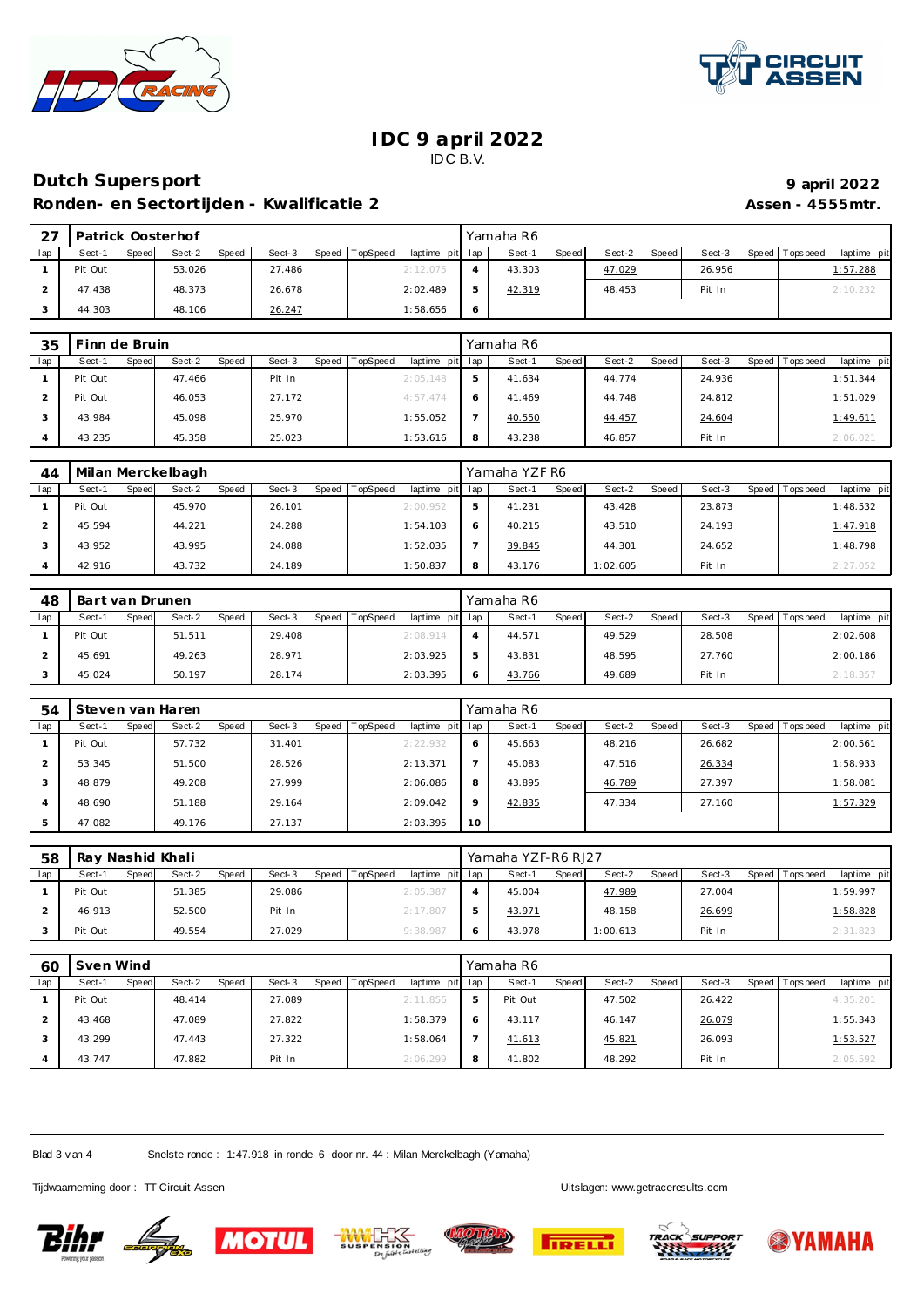# IDC 9 april 2022

IDC B.V.

## Dutch Supersport

**Ronden- en Sectortijden - Kwalificatie 2**

**9 april 2022**

**Assen - 4555mtr.**

| 27 | Patrick Oosterhof | | | | | | | | Yamaha R6 | | | | | | | | |
|---|---|---|---|---|---|---|---|---|---|---|---|---|---|---|---|---|---|
| lap | Sect-1 | Speed | Sect-2 | Speed | Sect-3 | Speed | TopSpeed | laptime pit | lap | Sect-1 | Speed | Sect-2 | Speed | Sect-3 | Speed | Topspeed | laptime pit |
| 1 | Pit Out | | 53.026 | | 27.486 | | | 2:12.075 | 4 | 43.303 | | 47.029 | | 26.956 | | | 1:57.288 |
| 2 | 47.438 | | 48.373 | | 26.678 | | | 2:02.489 | 5 | 42.319 | | 48.453 | | Pit In | | | 2:10.232 |
| 3 | 44.303 | | 48.106 | | 26.247 | | | 1:58.656 | 6 | | | | | | | | |

| 35 | Finn de Bruin | | | | | | | | Yamaha R6 | | | | | | | | |
|---|---|---|---|---|---|---|---|---|---|---|---|---|---|---|---|---|---|
| lap | Sect-1 | Speed | Sect-2 | Speed | Sect-3 | Speed | TopSpeed | laptime pit | lap | Sect-1 | Speed | Sect-2 | Speed | Sect-3 | Speed | Topspeed | laptime pit |
| 1 | Pit Out | | 47.466 | | Pit In | | | 2:05.148 | 5 | 41.634 | | 44.774 | | 24.936 | | | 1:51.344 |
| 2 | Pit Out | | 46.053 | | 27.172 | | | 4:57.474 | 6 | 41.469 | | 44.748 | | 24.812 | | | 1:51.029 |
| 3 | 43.984 | | 45.098 | | 25.970 | | | 1:55.052 | 7 | 40.550 | | 44.457 | | 24.604 | | | 1:49.611 |
| 4 | 43.235 | | 45.358 | | 25.023 | | | 1:53.616 | 8 | 43.238 | | 46.857 | | Pit In | | | 2:06.021 |

| 44 | Milan Merckelbagh | | | | | | | | Yamaha YZF R6 | | | | | | | | |
|---|---|---|---|---|---|---|---|---|---|---|---|---|---|---|---|---|---|
| lap | Sect-1 | Speed | Sect-2 | Speed | Sect-3 | Speed | TopSpeed | laptime pit | lap | Sect-1 | Speed | Sect-2 | Speed | Sect-3 | Speed | Topspeed | laptime pit |
| 1 | Pit Out | | 45.970 | | 26.101 | | | 2:00.952 | 5 | 41.231 | | 43.428 | | 23.873 | | | 1:48.532 |
| 2 | 45.594 | | 44.221 | | 24.288 | | | 1:54.103 | 6 | 40.215 | | 43.510 | | 24.193 | | | 1:47.918 |
| 3 | 43.952 | | 43.995 | | 24.088 | | | 1:52.035 | 7 | 39.845 | | 44.301 | | 24.652 | | | 1:48.798 |
| 4 | 42.916 | | 43.732 | | 24.189 | | | 1:50.837 | 8 | 43.176 | | 1:02.605 | | Pit In | | | 2:27.052 |

| 48 | Bart van Drunen | | | | | | | | Yamaha R6 | | | | | | | | |
|---|---|---|---|---|---|---|---|---|---|---|---|---|---|---|---|---|---|
| lap | Sect-1 | Speed | Sect-2 | Speed | Sect-3 | Speed | TopSpeed | laptime pit | lap | Sect-1 | Speed | Sect-2 | Speed | Sect-3 | Speed | Topspeed | laptime pit |
| 1 | Pit Out | | 51.511 | | 29.408 | | | 2:08.914 | 4 | 44.571 | | 49.529 | | 28.508 | | | 2:02.608 |
| 2 | 45.691 | | 49.263 | | 28.971 | | | 2:03.925 | 5 | 43.831 | | 48.595 | | 27.760 | | | 2:00.186 |
| 3 | 45.024 | | 50.197 | | 28.174 | | | 2:03.395 | 6 | 43.766 | | 49.689 | | Pit In | | | 2:18.357 |

| 54 | Steven van Haren | | | | | | | | Yamaha R6 | | | | | | | | |
|---|---|---|---|---|---|---|---|---|---|---|---|---|---|---|---|---|---|
| lap | Sect-1 | Speed | Sect-2 | Speed | Sect-3 | Speed | TopSpeed | laptime pit | lap | Sect-1 | Speed | Sect-2 | Speed | Sect-3 | Speed | Topspeed | laptime pit |
| 1 | Pit Out | | 57.732 | | 31.401 | | | 2:22.932 | 6 | 45.663 | | 48.216 | | 26.682 | | | 2:00.561 |
| 2 | 53.345 | | 51.500 | | 28.526 | | | 2:13.371 | 7 | 45.083 | | 47.516 | | 26.334 | | | 1:58.933 |
| 3 | 48.879 | | 49.208 | | 27.999 | | | 2:06.086 | 8 | 43.895 | | 46.789 | | 27.397 | | | 1:58.081 |
| 4 | 48.690 | | 51.188 | | 29.164 | | | 2:09.042 | 9 | 42.835 | | 47.334 | | 27.160 | | | 1:57.329 |
| 5 | 47.082 | | 49.176 | | 27.137 | | | 2:03.395 | 10 | | | | | | | | |

| 58 | Ray Nashid Khali | | | | | | | | Yamaha YZF-R6 RJ27 | | | | | | | | |
|---|---|---|---|---|---|---|---|---|---|---|---|---|---|---|---|---|---|
| lap | Sect-1 | Speed | Sect-2 | Speed | Sect-3 | Speed | TopSpeed | laptime pit | lap | Sect-1 | Speed | Sect-2 | Speed | Sect-3 | Speed | Topspeed | laptime pit |
| 1 | Pit Out | | 51.385 | | 29.086 | | | 2:05.387 | 4 | 45.004 | | 47.989 | | 27.004 | | | 1:59.997 |
| 2 | 46.913 | | 52.500 | | Pit In | | | 2:17.807 | 5 | 43.971 | | 48.158 | | 26.699 | | | 1:58.828 |
| 3 | Pit Out | | 49.554 | | 27.029 | | | 9:38.987 | 6 | 43.978 | | 1:00.613 | | Pit In | | | 2:31.823 |

| 60 | Sven Wind | | | | | | | | Yamaha R6 | | | | | | | | |
|---|---|---|---|---|---|---|---|---|---|---|---|---|---|---|---|---|---|
| lap | Sect-1 | Speed | Sect-2 | Speed | Sect-3 | Speed | TopSpeed | laptime pit | lap | Sect-1 | Speed | Sect-2 | Speed | Sect-3 | Speed | Topspeed | laptime pit |
| 1 | Pit Out | | 48.414 | | 27.089 | | | 2:11.856 | 5 | Pit Out | | 47.502 | | 26.422 | | | 4:35.201 |
| 2 | 43.468 | | 47.089 | | 27.822 | | | 1:58.379 | 6 | 43.117 | | 46.147 | | 26.079 | | | 1:55.343 |
| 3 | 43.299 | | 47.443 | | 27.322 | | | 1:58.064 | 7 | 41.613 | | 45.821 | | 26.093 | | | 1:53.527 |
| 4 | 43.747 | | 47.882 | | Pit In | | | 2:06.299 | 8 | 41.802 | | 48.292 | | Pit In | | | 2:05.592 |

Snelste ronde : 1:47.918 in ronde 6 door nr. 44 : Milan Merckelbagh (Yamaha)

Tijdwaarneming door : TT Circuit Assen

Uitslagen: www.getraceresults.com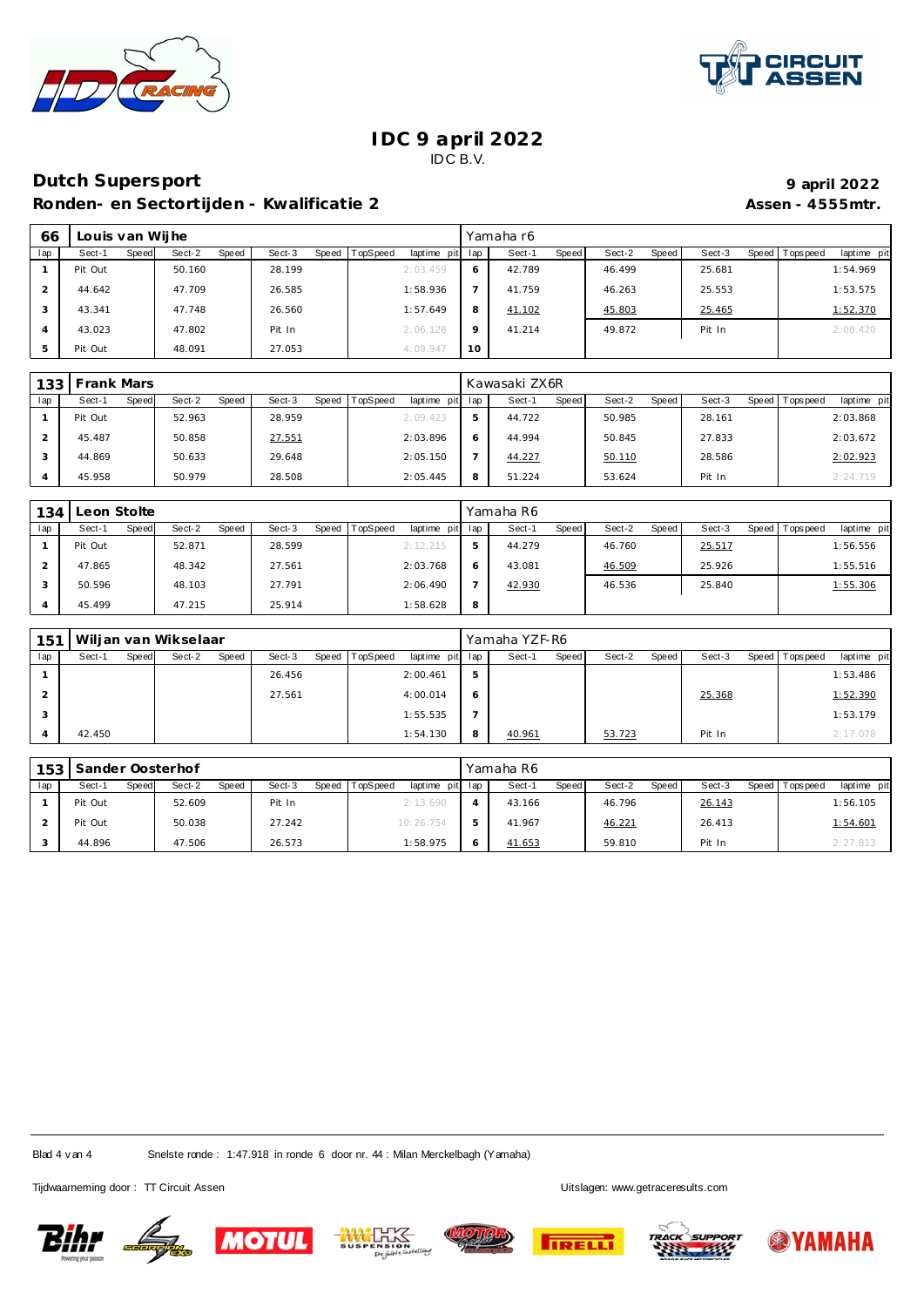# IDC 9 april 2022

IDC B.V.

## Dutch Supersport

**9 april 2022**

### Ronden- en Sectortijden - Kwalificatie 2

**Assen - 4555mtr.**

**66 Louis van Wijhe** — Yamaha r6

| lap | Sect-1 | Speed | Sect-2 | Speed | Sect-3 | Speed | TopSpeed | laptime pit | lap | Sect-1 | Speed | Sect-2 | Speed | Sect-3 | Speed | Topspeed | laptime pit |
|---|---|---|---|---|---|---|---|---|---|---|---|---|---|---|---|---|---|
| 1 | Pit Out | | 50.160 | | 28.199 | | | 2:03.459 | 6 | 42.789 | | 46.499 | | 25.681 | | | 1:54.969 |
| 2 | 44.642 | | 47.709 | | 26.585 | | | 1:58.936 | 7 | 41.759 | | 46.263 | | 25.553 | | | 1:53.575 |
| 3 | 43.341 | | 47.748 | | 26.560 | | | 1:57.649 | 8 | 41.102 | | 45.803 | | 25.465 | | | 1:52.370 |
| 4 | 43.023 | | 47.802 | | Pit In | | | 2:06.128 | 9 | 41.214 | | 49.872 | | Pit In | | | 2:08.420 |
| 5 | Pit Out | | 48.091 | | 27.053 | | | 4:09.947 | 10 | | | | | | | | |

**133 Frank Mars** — Kawasaki ZX6R

| lap | Sect-1 | Speed | Sect-2 | Speed | Sect-3 | Speed | TopSpeed | laptime pit | lap | Sect-1 | Speed | Sect-2 | Speed | Sect-3 | Speed | Topspeed | laptime pit |
|---|---|---|---|---|---|---|---|---|---|---|---|---|---|---|---|---|---|
| 1 | Pit Out | | 52.963 | | 28.959 | | | 2:09.423 | 5 | 44.722 | | 50.985 | | 28.161 | | | 2:03.868 |
| 2 | 45.487 | | 50.858 | | 27.551 | | | 2:03.896 | 6 | 44.994 | | 50.845 | | 27.833 | | | 2:03.672 |
| 3 | 44.869 | | 50.633 | | 29.648 | | | 2:05.150 | 7 | 44.227 | | 50.110 | | 28.586 | | | 2:02.923 |
| 4 | 45.958 | | 50.979 | | 28.508 | | | 2:05.445 | 8 | 51.224 | | 53.624 | | Pit In | | | 2:24.719 |

**134 Leon Stolte** — Yamaha R6

| lap | Sect-1 | Speed | Sect-2 | Speed | Sect-3 | Speed | TopSpeed | laptime pit | lap | Sect-1 | Speed | Sect-2 | Speed | Sect-3 | Speed | Topspeed | laptime pit |
|---|---|---|---|---|---|---|---|---|---|---|---|---|---|---|---|---|---|
| 1 | Pit Out | | 52.871 | | 28.599 | | | 2:12.215 | 5 | 44.279 | | 46.760 | | 25.517 | | | 1:56.556 |
| 2 | 47.865 | | 48.342 | | 27.561 | | | 2:03.768 | 6 | 43.081 | | 46.509 | | 25.926 | | | 1:55.516 |
| 3 | 50.596 | | 48.103 | | 27.791 | | | 2:06.490 | 7 | 42.930 | | 46.536 | | 25.840 | | | 1:55.306 |
| 4 | 45.499 | | 47.215 | | 25.914 | | | 1:58.628 | 8 | | | | | | | | |

**151 Wiljan van Wikselaar** — Yamaha YZF-R6

| lap | Sect-1 | Speed | Sect-2 | Speed | Sect-3 | Speed | TopSpeed | laptime pit | lap | Sect-1 | Speed | Sect-2 | Speed | Sect-3 | Speed | Topspeed | laptime pit |
|---|---|---|---|---|---|---|---|---|---|---|---|---|---|---|---|---|---|
| 1 | | | | | 26.456 | | | 2:00.461 | 5 | | | | | | | | 1:53.486 |
| 2 | | | | | 27.561 | | | 4:00.014 | 6 | | | | | 25.368 | | | 1:52.390 |
| 3 | | | | | | | | 1:55.535 | 7 | | | | | | | | 1:53.179 |
| 4 | 42.450 | | | | | | | 1:54.130 | 8 | 40.961 | | 53.723 | | Pit In | | | 2:17.078 |

**153 Sander Oosterhof** — Yamaha R6

| lap | Sect-1 | Speed | Sect-2 | Speed | Sect-3 | Speed | TopSpeed | laptime pit | lap | Sect-1 | Speed | Sect-2 | Speed | Sect-3 | Speed | Topspeed | laptime pit |
|---|---|---|---|---|---|---|---|---|---|---|---|---|---|---|---|---|---|
| 1 | Pit Out | | 52.609 | | Pit In | | | 2:13.690 | 4 | 43.166 | | 46.796 | | 26.143 | | | 1:56.105 |
| 2 | Pit Out | | 50.038 | | 27.242 | | | 10:26.754 | 5 | 41.967 | | 46.221 | | 26.413 | | | 1:54.601 |
| 3 | 44.896 | | 47.506 | | 26.573 | | | 1:58.975 | 6 | 41.653 | | 59.810 | | Pit In | | | 2:27.813 |

Snelste ronde : 1:47.918 in ronde 6 door nr. 44 : Milan Merckelbagh (Yamaha)

Tijdwaarneming door : TT Circuit Assen

Uitslagen: www.getraceresults.com